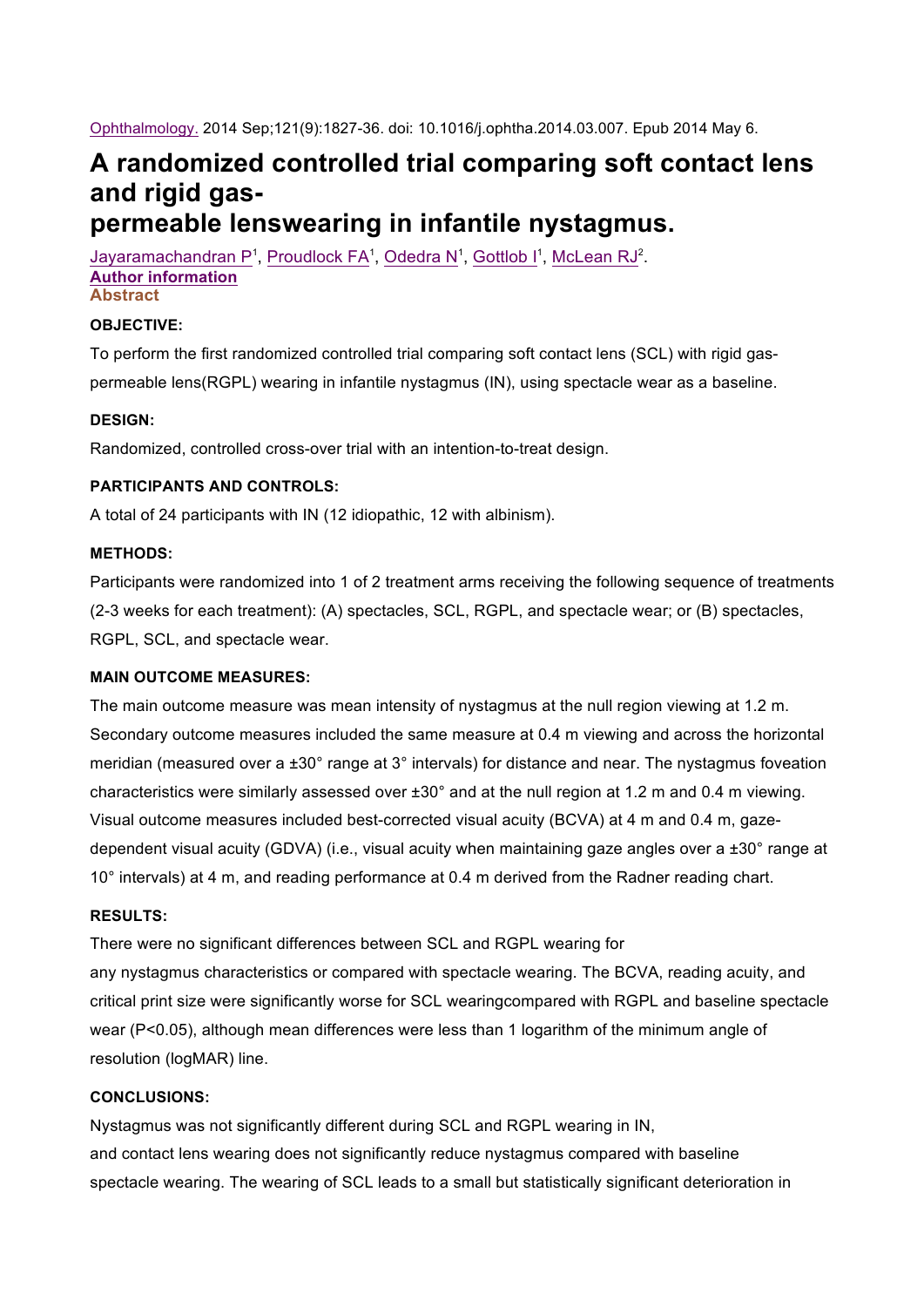Ophthalmology. 2014 Sep;121(9):1827-36. doi: 10.1016/j.ophtha.2014.03.007. Epub 2014 May 6.

# A randomized controlled trial comparing soft contact lens and rigid gas-permeable lenswearing in infantile nystagmus.

Jayaramachandran P[1], Proudlock FA[1], Odedra N[1], Gottlob I[1], McLean RJ[2].

**Author information**

## Abstract

### OBJECTIVE:

To perform the first randomized controlled trial comparing soft contact lens (SCL) with rigid gas-permeable lens(RGPL) wearing in infantile nystagmus (IN), using spectacle wear as a baseline.

### DESIGN:

Randomized, controlled cross-over trial with an intention-to-treat design.

### PARTICIPANTS AND CONTROLS:

A total of 24 participants with IN (12 idiopathic, 12 with albinism).

### METHODS:

Participants were randomized into 1 of 2 treatment arms receiving the following sequence of treatments (2-3 weeks for each treatment): (A) spectacles, SCL, RGPL, and spectacle wear; or (B) spectacles, RGPL, SCL, and spectacle wear.

### MAIN OUTCOME MEASURES:

The main outcome measure was mean intensity of nystagmus at the null region viewing at 1.2 m. Secondary outcome measures included the same measure at 0.4 m viewing and across the horizontal meridian (measured over a ±30° range at 3° intervals) for distance and near. The nystagmus foveation characteristics were similarly assessed over ±30° and at the null region at 1.2 m and 0.4 m viewing. Visual outcome measures included best-corrected visual acuity (BCVA) at 4 m and 0.4 m, gaze-dependent visual acuity (GDVA) (i.e., visual acuity when maintaining gaze angles over a ±30° range at 10° intervals) at 4 m, and reading performance at 0.4 m derived from the Radner reading chart.

### RESULTS:

There were no significant differences between SCL and RGPL wearing for any nystagmus characteristics or compared with spectacle wearing. The BCVA, reading acuity, and critical print size were significantly worse for SCL wearingcompared with RGPL and baseline spectacle wear ($P<0.05$), although mean differences were less than 1 logarithm of the minimum angle of resolution (logMAR) line.

### CONCLUSIONS:

Nystagmus was not significantly different during SCL and RGPL wearing in IN, and contact lens wearing does not significantly reduce nystagmus compared with baseline spectacle wearing. The wearing of SCL leads to a small but statistically significant deterioration in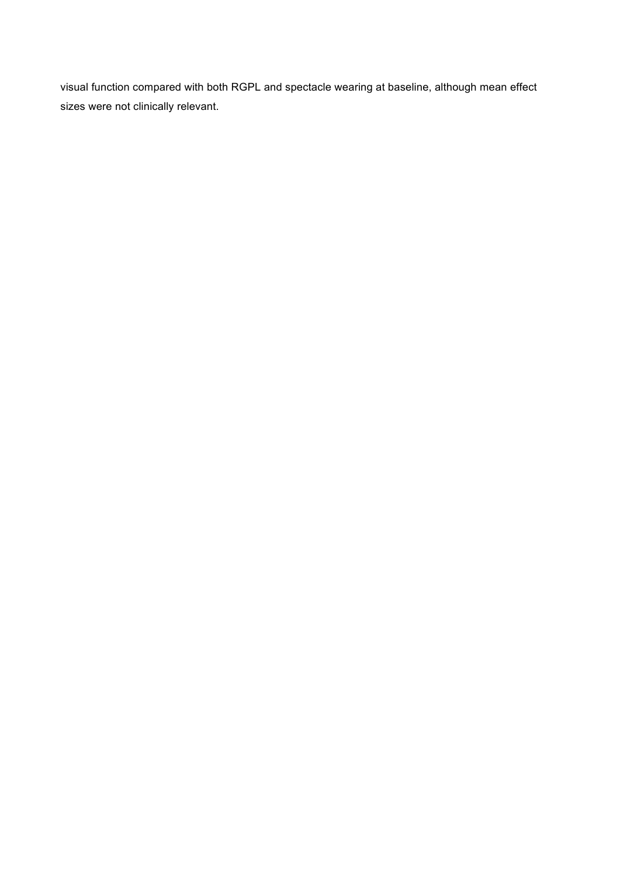visual function compared with both RGPL and spectacle wearing at baseline, although mean effect sizes were not clinically relevant.